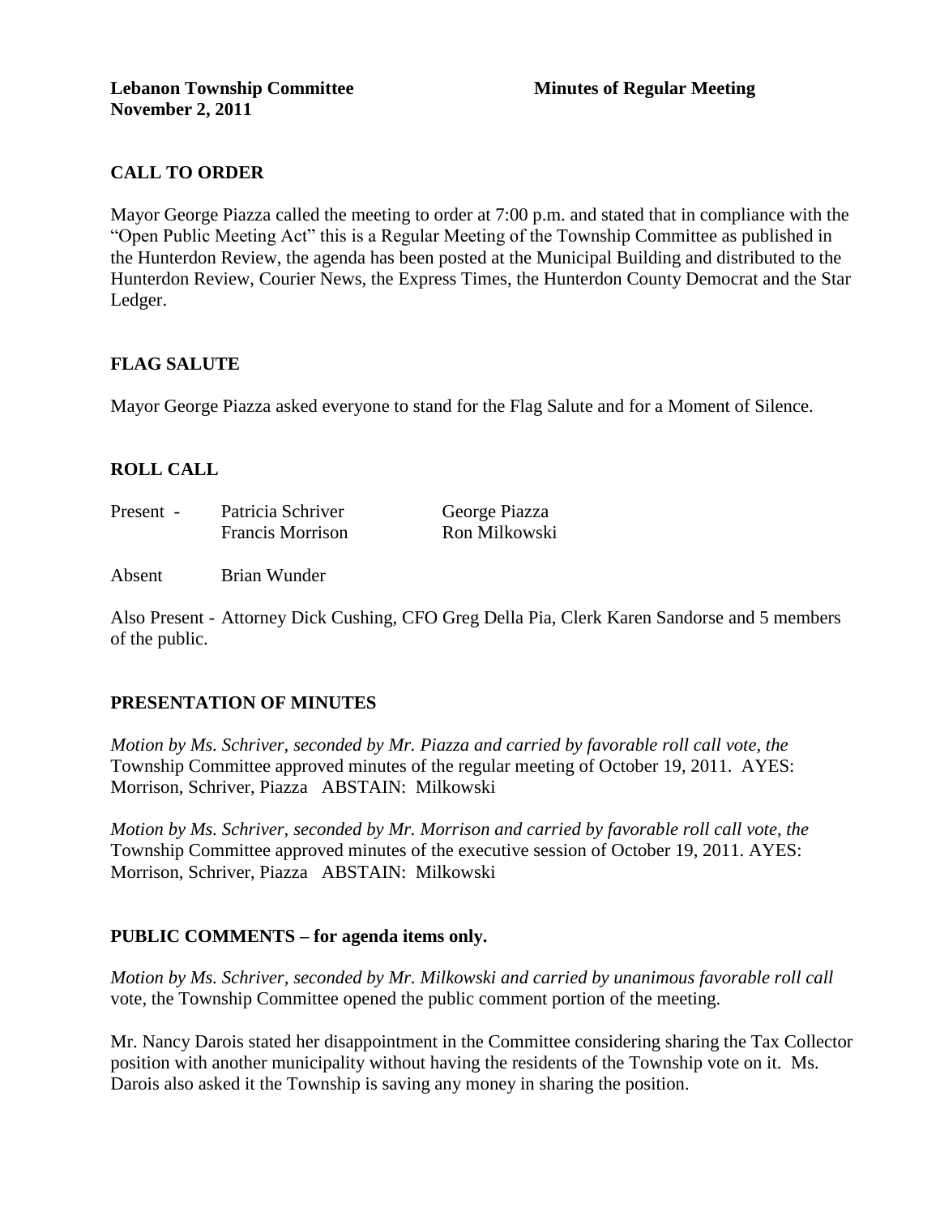**Lebanon Township Committee** **Minutes of Regular Meeting**
**November 2, 2011**

## CALL TO ORDER

Mayor George Piazza called the meeting to order at 7:00 p.m. and stated that in compliance with the "Open Public Meeting Act" this is a Regular Meeting of the Township Committee as published in the Hunterdon Review, the agenda has been posted at the Municipal Building and distributed to the Hunterdon Review, Courier News, the Express Times, the Hunterdon County Democrat and the Star Ledger.

## FLAG SALUTE

Mayor George Piazza asked everyone to stand for the Flag Salute and for a Moment of Silence.

## ROLL CALL

| Present - | Patricia Schriver | George Piazza |
|---|---|---|
| | Francis Morrison | Ron Milkowski |

Absent Brian Wunder

Also Present - Attorney Dick Cushing, CFO Greg Della Pia, Clerk Karen Sandorse and 5 members of the public.

## PRESENTATION OF MINUTES

*Motion by Ms. Schriver, seconded by Mr. Piazza and carried by favorable roll call vote, the* Township Committee approved minutes of the regular meeting of October 19, 2011. AYES: Morrison, Schriver, Piazza ABSTAIN: Milkowski

*Motion by Ms. Schriver, seconded by Mr. Morrison and carried by favorable roll call vote, the* Township Committee approved minutes of the executive session of October 19, 2011. AYES: Morrison, Schriver, Piazza ABSTAIN: Milkowski

## PUBLIC COMMENTS – for agenda items only.

*Motion by Ms. Schriver, seconded by Mr. Milkowski and carried by unanimous favorable roll call* vote, the Township Committee opened the public comment portion of the meeting.

Mr. Nancy Darois stated her disappointment in the Committee considering sharing the Tax Collector position with another municipality without having the residents of the Township vote on it. Ms. Darois also asked it the Township is saving any money in sharing the position.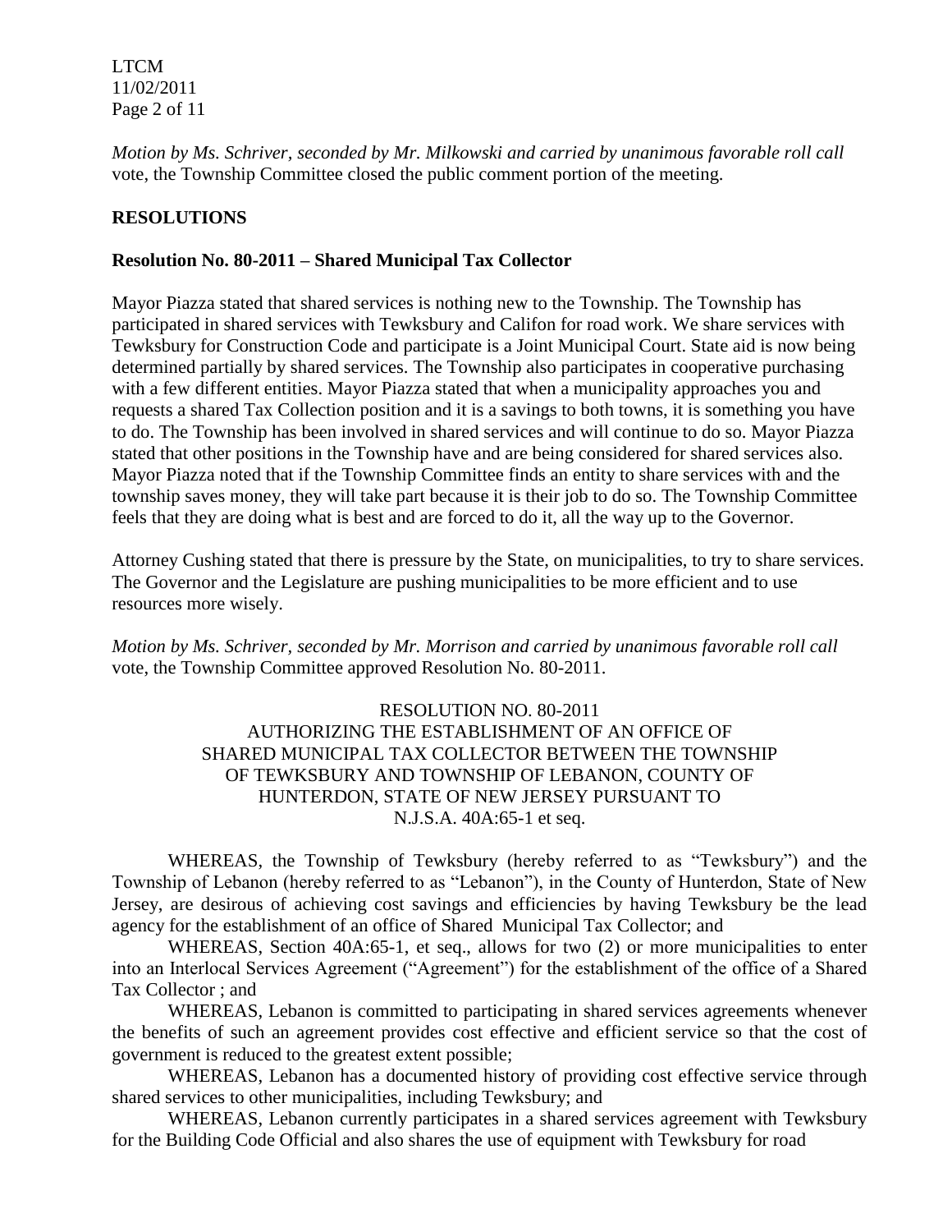*Motion by Ms. Schriver, seconded by Mr. Milkowski and carried by unanimous favorable roll call* vote, the Township Committee closed the public comment portion of the meeting.

## RESOLUTIONS

### Resolution No. 80-2011 – Shared Municipal Tax Collector

Mayor Piazza stated that shared services is nothing new to the Township. The Township has participated in shared services with Tewksbury and Califon for road work. We share services with Tewksbury for Construction Code and participate is a Joint Municipal Court. State aid is now being determined partially by shared services. The Township also participates in cooperative purchasing with a few different entities. Mayor Piazza stated that when a municipality approaches you and requests a shared Tax Collection position and it is a savings to both towns, it is something you have to do. The Township has been involved in shared services and will continue to do so. Mayor Piazza stated that other positions in the Township have and are being considered for shared services also. Mayor Piazza noted that if the Township Committee finds an entity to share services with and the township saves money, they will take part because it is their job to do so. The Township Committee feels that they are doing what is best and are forced to do it, all the way up to the Governor.

Attorney Cushing stated that there is pressure by the State, on municipalities, to try to share services. The Governor and the Legislature are pushing municipalities to be more efficient and to use resources more wisely.

*Motion by Ms. Schriver, seconded by Mr. Morrison and carried by unanimous favorable roll call* vote, the Township Committee approved Resolution No. 80-2011.

RESOLUTION NO. 80-2011
AUTHORIZING THE ESTABLISHMENT OF AN OFFICE OF SHARED MUNICIPAL TAX COLLECTOR BETWEEN THE TOWNSHIP OF TEWKSBURY AND TOWNSHIP OF LEBANON, COUNTY OF HUNTERDON, STATE OF NEW JERSEY PURSUANT TO N.J.S.A. 40A:65-1 et seq.

WHEREAS, the Township of Tewksbury (hereby referred to as "Tewksbury") and the Township of Lebanon (hereby referred to as "Lebanon"), in the County of Hunterdon, State of New Jersey, are desirous of achieving cost savings and efficiencies by having Tewksbury be the lead agency for the establishment of an office of Shared Municipal Tax Collector; and

WHEREAS, Section 40A:65-1, et seq., allows for two (2) or more municipalities to enter into an Interlocal Services Agreement ("Agreement") for the establishment of the office of a Shared Tax Collector ; and

WHEREAS, Lebanon is committed to participating in shared services agreements whenever the benefits of such an agreement provides cost effective and efficient service so that the cost of government is reduced to the greatest extent possible;

WHEREAS, Lebanon has a documented history of providing cost effective service through shared services to other municipalities, including Tewksbury; and

WHEREAS, Lebanon currently participates in a shared services agreement with Tewksbury for the Building Code Official and also shares the use of equipment with Tewksbury for road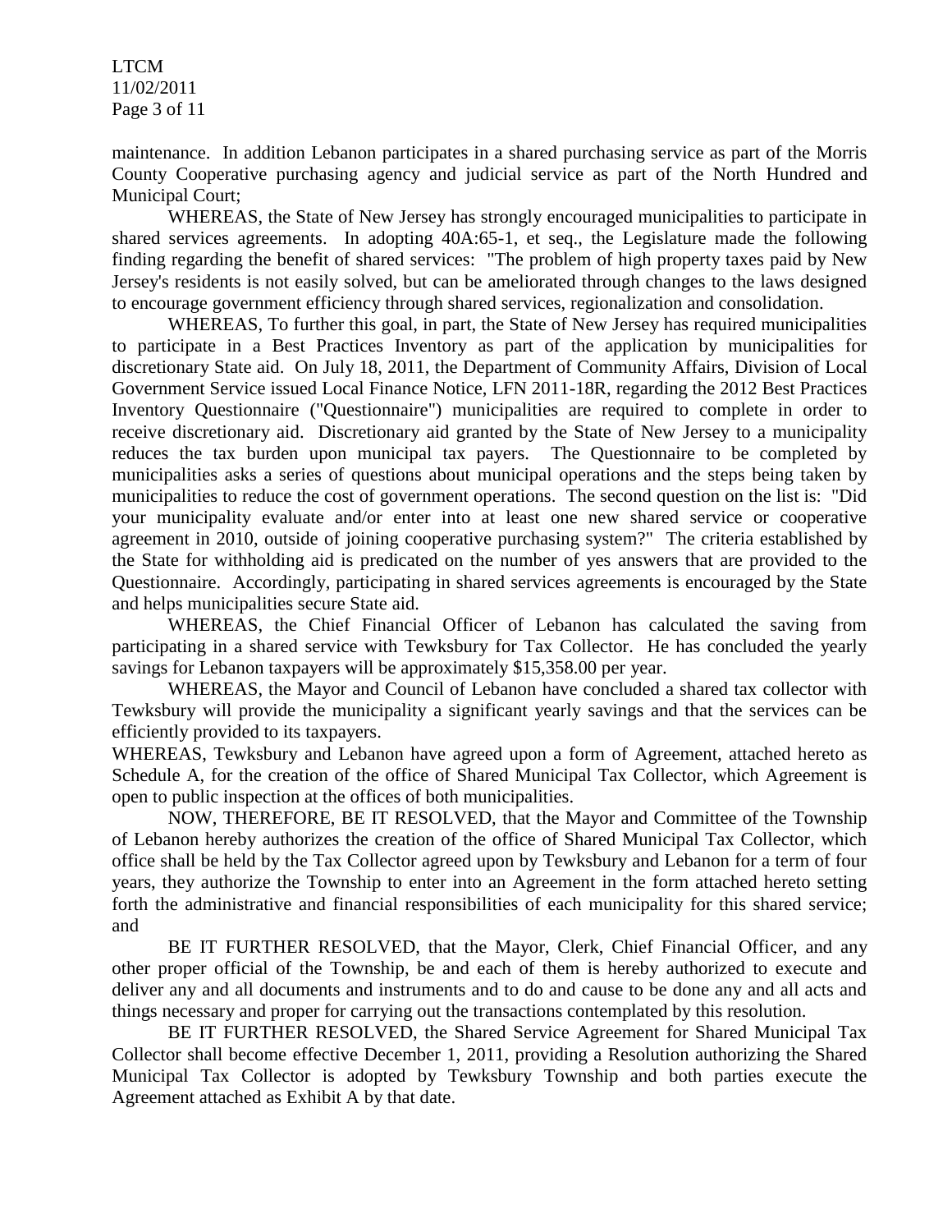maintenance. In addition Lebanon participates in a shared purchasing service as part of the Morris County Cooperative purchasing agency and judicial service as part of the North Hundred and Municipal Court;

WHEREAS, the State of New Jersey has strongly encouraged municipalities to participate in shared services agreements. In adopting 40A:65-1, et seq., the Legislature made the following finding regarding the benefit of shared services: "The problem of high property taxes paid by New Jersey's residents is not easily solved, but can be ameliorated through changes to the laws designed to encourage government efficiency through shared services, regionalization and consolidation.

WHEREAS, To further this goal, in part, the State of New Jersey has required municipalities to participate in a Best Practices Inventory as part of the application by municipalities for discretionary State aid. On July 18, 2011, the Department of Community Affairs, Division of Local Government Service issued Local Finance Notice, LFN 2011-18R, regarding the 2012 Best Practices Inventory Questionnaire ("Questionnaire") municipalities are required to complete in order to receive discretionary aid. Discretionary aid granted by the State of New Jersey to a municipality reduces the tax burden upon municipal tax payers. The Questionnaire to be completed by municipalities asks a series of questions about municipal operations and the steps being taken by municipalities to reduce the cost of government operations. The second question on the list is: "Did your municipality evaluate and/or enter into at least one new shared service or cooperative agreement in 2010, outside of joining cooperative purchasing system?" The criteria established by the State for withholding aid is predicated on the number of yes answers that are provided to the Questionnaire. Accordingly, participating in shared services agreements is encouraged by the State and helps municipalities secure State aid.

WHEREAS, the Chief Financial Officer of Lebanon has calculated the saving from participating in a shared service with Tewksbury for Tax Collector. He has concluded the yearly savings for Lebanon taxpayers will be approximately $15,358.00 per year.

WHEREAS, the Mayor and Council of Lebanon have concluded a shared tax collector with Tewksbury will provide the municipality a significant yearly savings and that the services can be efficiently provided to its taxpayers.

WHEREAS, Tewksbury and Lebanon have agreed upon a form of Agreement, attached hereto as Schedule A, for the creation of the office of Shared Municipal Tax Collector, which Agreement is open to public inspection at the offices of both municipalities.

NOW, THEREFORE, BE IT RESOLVED, that the Mayor and Committee of the Township of Lebanon hereby authorizes the creation of the office of Shared Municipal Tax Collector, which office shall be held by the Tax Collector agreed upon by Tewksbury and Lebanon for a term of four years, they authorize the Township to enter into an Agreement in the form attached hereto setting forth the administrative and financial responsibilities of each municipality for this shared service; and

BE IT FURTHER RESOLVED, that the Mayor, Clerk, Chief Financial Officer, and any other proper official of the Township, be and each of them is hereby authorized to execute and deliver any and all documents and instruments and to do and cause to be done any and all acts and things necessary and proper for carrying out the transactions contemplated by this resolution.

BE IT FURTHER RESOLVED, the Shared Service Agreement for Shared Municipal Tax Collector shall become effective December 1, 2011, providing a Resolution authorizing the Shared Municipal Tax Collector is adopted by Tewksbury Township and both parties execute the Agreement attached as Exhibit A by that date.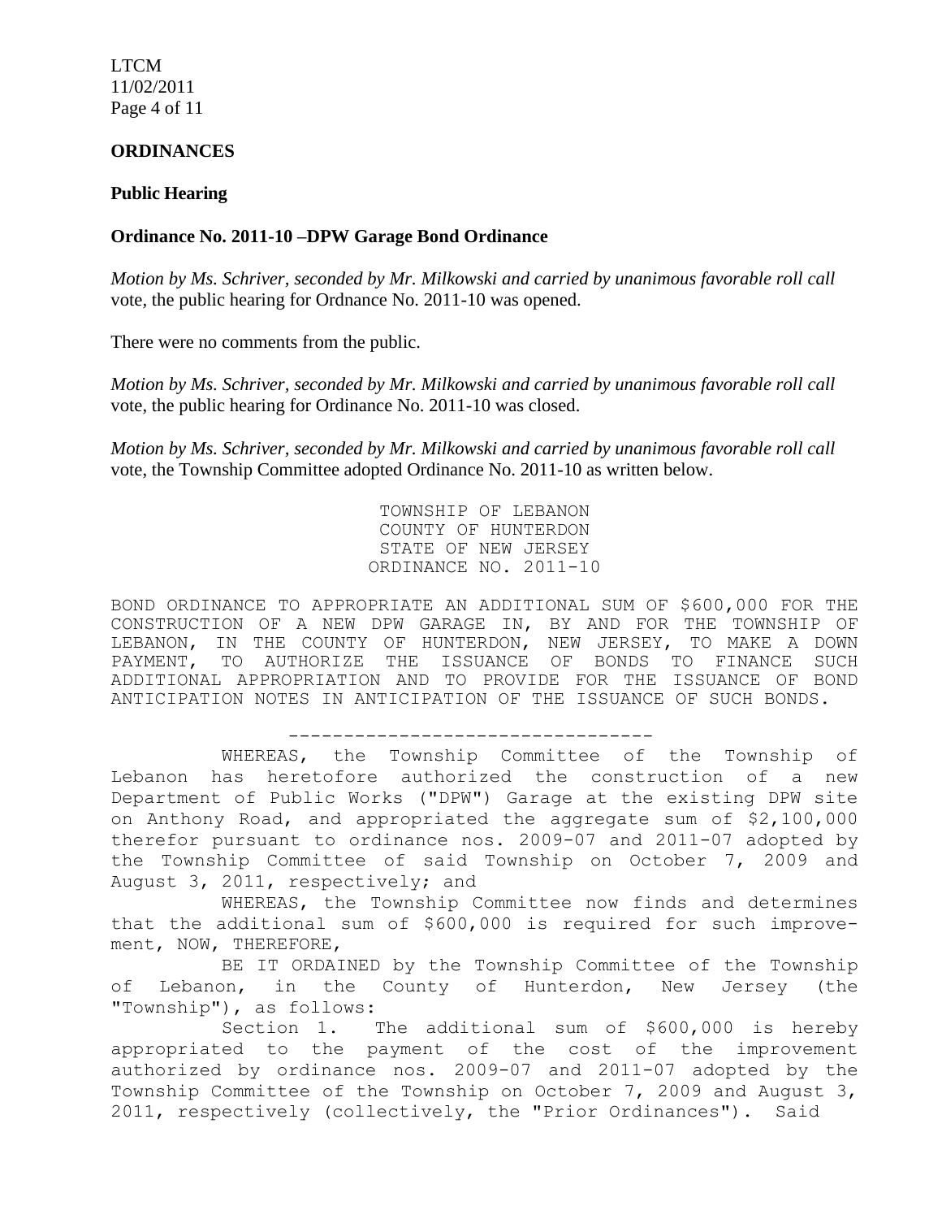## ORDINANCES

### Public Hearing

### Ordinance No. 2011-10 –DPW Garage Bond Ordinance

*Motion by Ms. Schriver, seconded by Mr. Milkowski and carried by unanimous favorable roll call* vote, the public hearing for Ordnance No. 2011-10 was opened.

There were no comments from the public.

*Motion by Ms. Schriver, seconded by Mr. Milkowski and carried by unanimous favorable roll call* vote, the public hearing for Ordinance No. 2011-10 was closed.

*Motion by Ms. Schriver, seconded by Mr. Milkowski and carried by unanimous favorable roll call* vote, the Township Committee adopted Ordinance No. 2011-10 as written below.

TOWNSHIP OF LEBANON
COUNTY OF HUNTERDON
STATE OF NEW JERSEY
ORDINANCE NO. 2011-10

BOND ORDINANCE TO APPROPRIATE AN ADDITIONAL SUM OF $600,000 FOR THE CONSTRUCTION OF A NEW DPW GARAGE IN, BY AND FOR THE TOWNSHIP OF LEBANON, IN THE COUNTY OF HUNTERDON, NEW JERSEY, TO MAKE A DOWN PAYMENT, TO AUTHORIZE THE ISSUANCE OF BONDS TO FINANCE SUCH ADDITIONAL APPROPRIATION AND TO PROVIDE FOR THE ISSUANCE OF BOND ANTICIPATION NOTES IN ANTICIPATION OF THE ISSUANCE OF SUCH BONDS.

---

WHEREAS, the Township Committee of the Township of Lebanon has heretofore authorized the construction of a new Department of Public Works ("DPW") Garage at the existing DPW site on Anthony Road, and appropriated the aggregate sum of $2,100,000 therefor pursuant to ordinance nos. 2009-07 and 2011-07 adopted by the Township Committee of said Township on October 7, 2009 and August 3, 2011, respectively; and

WHEREAS, the Township Committee now finds and determines that the additional sum of $600,000 is required for such improvement, NOW, THEREFORE,

BE IT ORDAINED by the Township Committee of the Township of Lebanon, in the County of Hunterdon, New Jersey (the "Township"), as follows:

Section 1. The additional sum of $600,000 is hereby appropriated to the payment of the cost of the improvement authorized by ordinance nos. 2009-07 and 2011-07 adopted by the Township Committee of the Township on October 7, 2009 and August 3, 2011, respectively (collectively, the "Prior Ordinances"). Said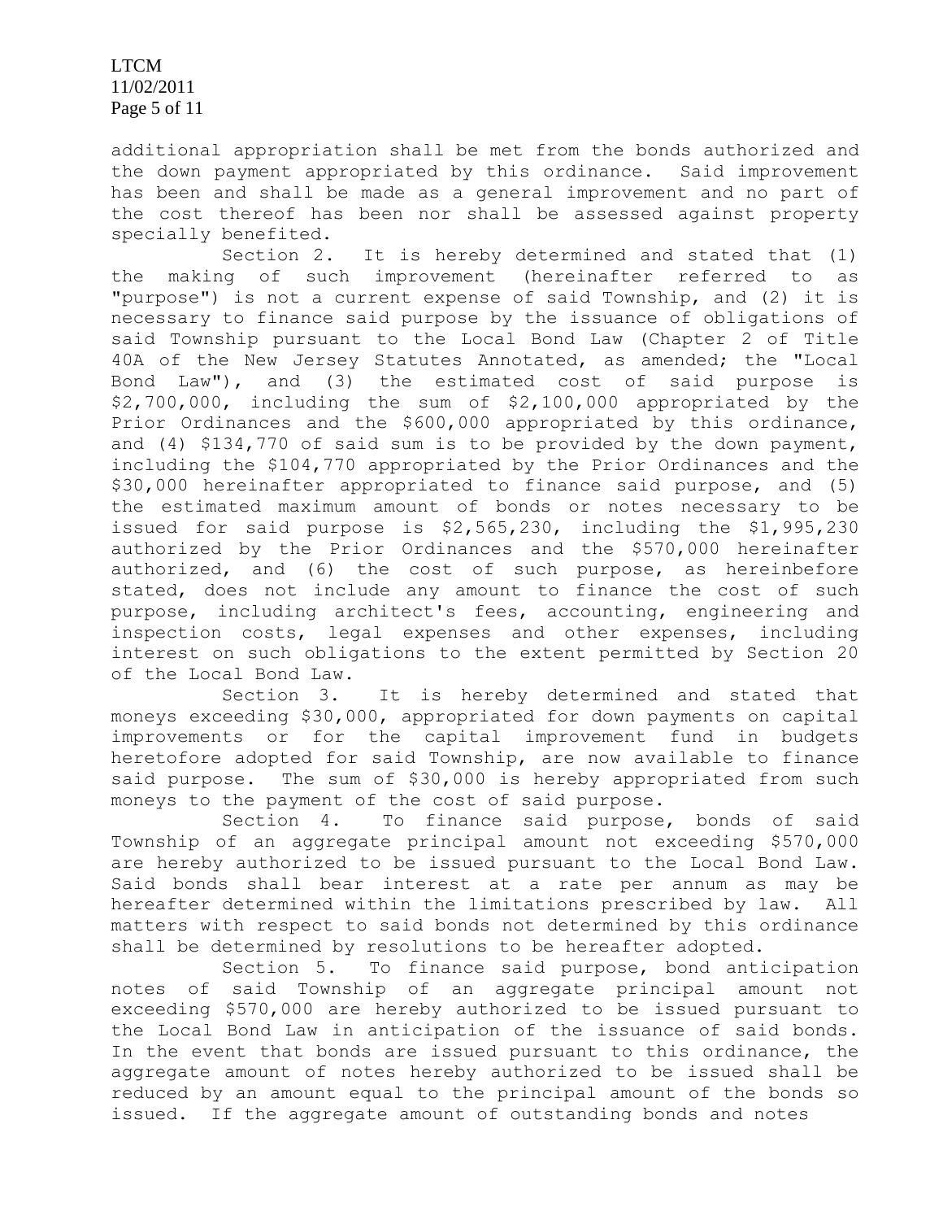additional appropriation shall be met from the bonds authorized and the down payment appropriated by this ordinance. Said improvement has been and shall be made as a general improvement and no part of the cost thereof has been nor shall be assessed against property specially benefited.

Section 2. It is hereby determined and stated that (1) the making of such improvement (hereinafter referred to as "purpose") is not a current expense of said Township, and (2) it is necessary to finance said purpose by the issuance of obligations of said Township pursuant to the Local Bond Law (Chapter 2 of Title 40A of the New Jersey Statutes Annotated, as amended; the "Local Bond Law"), and (3) the estimated cost of said purpose is $2,700,000, including the sum of $2,100,000 appropriated by the Prior Ordinances and the $600,000 appropriated by this ordinance, and (4) $134,770 of said sum is to be provided by the down payment, including the $104,770 appropriated by the Prior Ordinances and the $30,000 hereinafter appropriated to finance said purpose, and (5) the estimated maximum amount of bonds or notes necessary to be issued for said purpose is $2,565,230, including the $1,995,230 authorized by the Prior Ordinances and the $570,000 hereinafter authorized, and (6) the cost of such purpose, as hereinbefore stated, does not include any amount to finance the cost of such purpose, including architect's fees, accounting, engineering and inspection costs, legal expenses and other expenses, including interest on such obligations to the extent permitted by Section 20 of the Local Bond Law.

Section 3. It is hereby determined and stated that moneys exceeding $30,000, appropriated for down payments on capital improvements or for the capital improvement fund in budgets heretofore adopted for said Township, are now available to finance said purpose. The sum of $30,000 is hereby appropriated from such moneys to the payment of the cost of said purpose.

Section 4. To finance said purpose, bonds of said Township of an aggregate principal amount not exceeding $570,000 are hereby authorized to be issued pursuant to the Local Bond Law. Said bonds shall bear interest at a rate per annum as may be hereafter determined within the limitations prescribed by law. All matters with respect to said bonds not determined by this ordinance shall be determined by resolutions to be hereafter adopted.

Section 5. To finance said purpose, bond anticipation notes of said Township of an aggregate principal amount not exceeding $570,000 are hereby authorized to be issued pursuant to the Local Bond Law in anticipation of the issuance of said bonds. In the event that bonds are issued pursuant to this ordinance, the aggregate amount of notes hereby authorized to be issued shall be reduced by an amount equal to the principal amount of the bonds so issued. If the aggregate amount of outstanding bonds and notes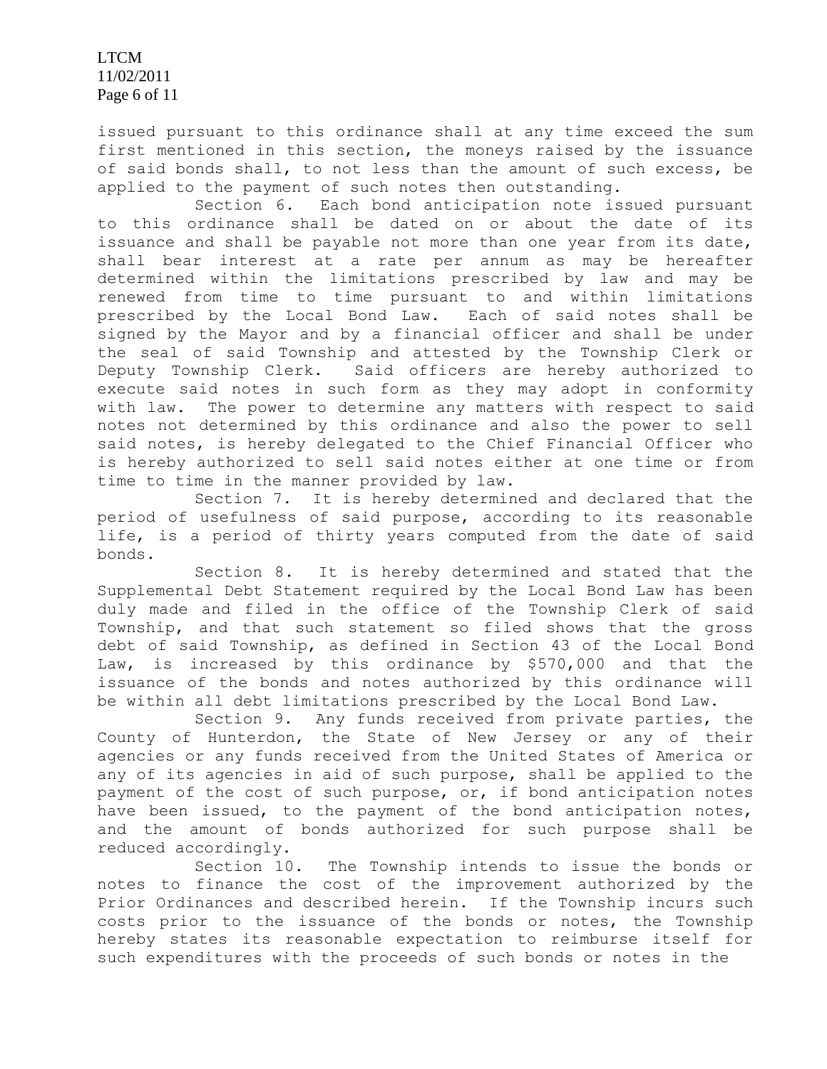issued pursuant to this ordinance shall at any time exceed the sum first mentioned in this section, the moneys raised by the issuance of said bonds shall, to not less than the amount of such excess, be applied to the payment of such notes then outstanding.

Section 6. Each bond anticipation note issued pursuant to this ordinance shall be dated on or about the date of its issuance and shall be payable not more than one year from its date, shall bear interest at a rate per annum as may be hereafter determined within the limitations prescribed by law and may be renewed from time to time pursuant to and within limitations prescribed by the Local Bond Law. Each of said notes shall be signed by the Mayor and by a financial officer and shall be under the seal of said Township and attested by the Township Clerk or Deputy Township Clerk. Said officers are hereby authorized to execute said notes in such form as they may adopt in conformity with law. The power to determine any matters with respect to said notes not determined by this ordinance and also the power to sell said notes, is hereby delegated to the Chief Financial Officer who is hereby authorized to sell said notes either at one time or from time to time in the manner provided by law.

Section 7. It is hereby determined and declared that the period of usefulness of said purpose, according to its reasonable life, is a period of thirty years computed from the date of said bonds.

Section 8. It is hereby determined and stated that the Supplemental Debt Statement required by the Local Bond Law has been duly made and filed in the office of the Township Clerk of said Township, and that such statement so filed shows that the gross debt of said Township, as defined in Section 43 of the Local Bond Law, is increased by this ordinance by $570,000 and that the issuance of the bonds and notes authorized by this ordinance will be within all debt limitations prescribed by the Local Bond Law.

Section 9. Any funds received from private parties, the County of Hunterdon, the State of New Jersey or any of their agencies or any funds received from the United States of America or any of its agencies in aid of such purpose, shall be applied to the payment of the cost of such purpose, or, if bond anticipation notes have been issued, to the payment of the bond anticipation notes, and the amount of bonds authorized for such purpose shall be reduced accordingly.

Section 10. The Township intends to issue the bonds or notes to finance the cost of the improvement authorized by the Prior Ordinances and described herein. If the Township incurs such costs prior to the issuance of the bonds or notes, the Township hereby states its reasonable expectation to reimburse itself for such expenditures with the proceeds of such bonds or notes in the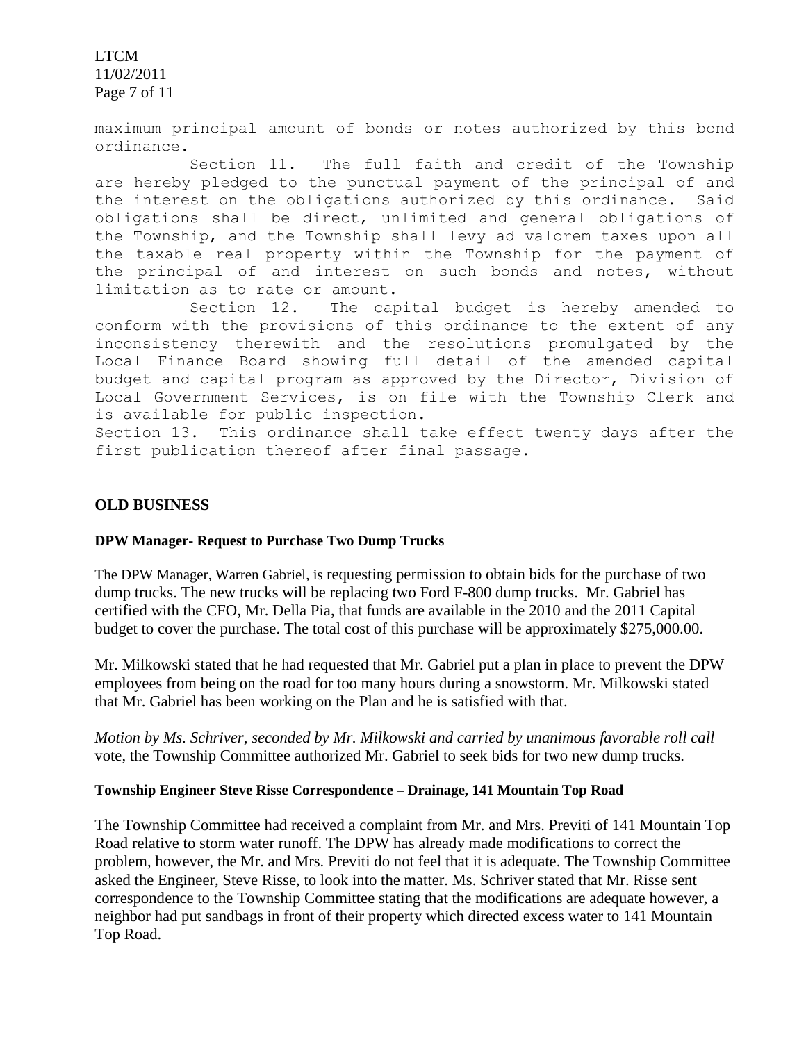maximum principal amount of bonds or notes authorized by this bond ordinance.

Section 11. The full faith and credit of the Township are hereby pledged to the punctual payment of the principal of and the interest on the obligations authorized by this ordinance. Said obligations shall be direct, unlimited and general obligations of the Township, and the Township shall levy ad valorem taxes upon all the taxable real property within the Township for the payment of the principal of and interest on such bonds and notes, without limitation as to rate or amount.

Section 12. The capital budget is hereby amended to conform with the provisions of this ordinance to the extent of any inconsistency therewith and the resolutions promulgated by the Local Finance Board showing full detail of the amended capital budget and capital program as approved by the Director, Division of Local Government Services, is on file with the Township Clerk and is available for public inspection.

Section 13. This ordinance shall take effect twenty days after the first publication thereof after final passage.

## OLD BUSINESS

### DPW Manager- Request to Purchase Two Dump Trucks

The DPW Manager, Warren Gabriel, is requesting permission to obtain bids for the purchase of two dump trucks. The new trucks will be replacing two Ford F-800 dump trucks. Mr. Gabriel has certified with the CFO, Mr. Della Pia, that funds are available in the 2010 and the 2011 Capital budget to cover the purchase. The total cost of this purchase will be approximately $275,000.00.

Mr. Milkowski stated that he had requested that Mr. Gabriel put a plan in place to prevent the DPW employees from being on the road for too many hours during a snowstorm. Mr. Milkowski stated that Mr. Gabriel has been working on the Plan and he is satisfied with that.

*Motion by Ms. Schriver, seconded by Mr. Milkowski and carried by unanimous favorable roll call* vote, the Township Committee authorized Mr. Gabriel to seek bids for two new dump trucks.

### Township Engineer Steve Risse Correspondence – Drainage, 141 Mountain Top Road

The Township Committee had received a complaint from Mr. and Mrs. Previti of 141 Mountain Top Road relative to storm water runoff. The DPW has already made modifications to correct the problem, however, the Mr. and Mrs. Previti do not feel that it is adequate. The Township Committee asked the Engineer, Steve Risse, to look into the matter. Ms. Schriver stated that Mr. Risse sent correspondence to the Township Committee stating that the modifications are adequate however, a neighbor had put sandbags in front of their property which directed excess water to 141 Mountain Top Road.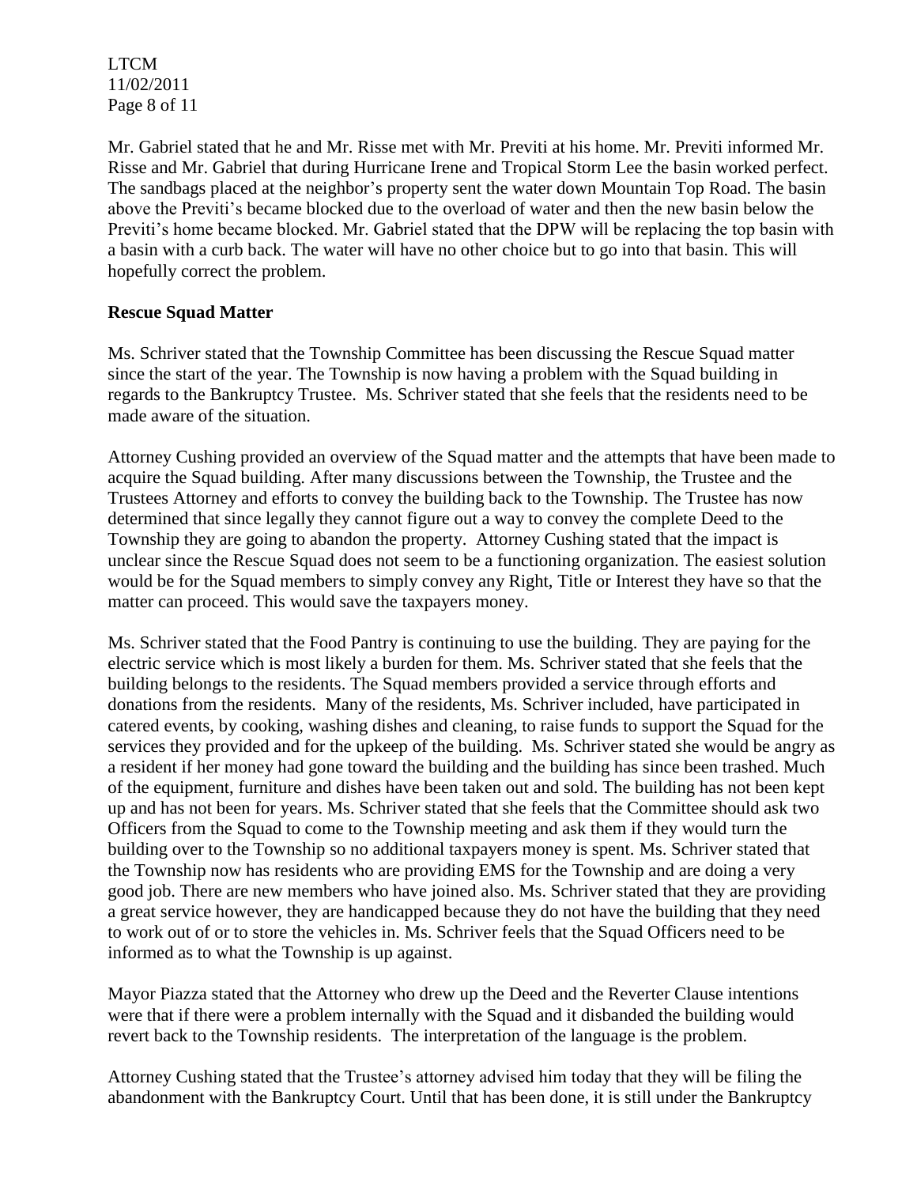Mr. Gabriel stated that he and Mr. Risse met with Mr. Previti at his home. Mr. Previti informed Mr. Risse and Mr. Gabriel that during Hurricane Irene and Tropical Storm Lee the basin worked perfect. The sandbags placed at the neighbor's property sent the water down Mountain Top Road. The basin above the Previti's became blocked due to the overload of water and then the new basin below the Previti's home became blocked. Mr. Gabriel stated that the DPW will be replacing the top basin with a basin with a curb back. The water will have no other choice but to go into that basin. This will hopefully correct the problem.

**Rescue Squad Matter**

Ms. Schriver stated that the Township Committee has been discussing the Rescue Squad matter since the start of the year. The Township is now having a problem with the Squad building in regards to the Bankruptcy Trustee. Ms. Schriver stated that she feels that the residents need to be made aware of the situation.

Attorney Cushing provided an overview of the Squad matter and the attempts that have been made to acquire the Squad building. After many discussions between the Township, the Trustee and the Trustees Attorney and efforts to convey the building back to the Township. The Trustee has now determined that since legally they cannot figure out a way to convey the complete Deed to the Township they are going to abandon the property. Attorney Cushing stated that the impact is unclear since the Rescue Squad does not seem to be a functioning organization. The easiest solution would be for the Squad members to simply convey any Right, Title or Interest they have so that the matter can proceed. This would save the taxpayers money.

Ms. Schriver stated that the Food Pantry is continuing to use the building. They are paying for the electric service which is most likely a burden for them. Ms. Schriver stated that she feels that the building belongs to the residents. The Squad members provided a service through efforts and donations from the residents. Many of the residents, Ms. Schriver included, have participated in catered events, by cooking, washing dishes and cleaning, to raise funds to support the Squad for the services they provided and for the upkeep of the building. Ms. Schriver stated she would be angry as a resident if her money had gone toward the building and the building has since been trashed. Much of the equipment, furniture and dishes have been taken out and sold. The building has not been kept up and has not been for years. Ms. Schriver stated that she feels that the Committee should ask two Officers from the Squad to come to the Township meeting and ask them if they would turn the building over to the Township so no additional taxpayers money is spent. Ms. Schriver stated that the Township now has residents who are providing EMS for the Township and are doing a very good job. There are new members who have joined also. Ms. Schriver stated that they are providing a great service however, they are handicapped because they do not have the building that they need to work out of or to store the vehicles in. Ms. Schriver feels that the Squad Officers need to be informed as to what the Township is up against.

Mayor Piazza stated that the Attorney who drew up the Deed and the Reverter Clause intentions were that if there were a problem internally with the Squad and it disbanded the building would revert back to the Township residents. The interpretation of the language is the problem.

Attorney Cushing stated that the Trustee's attorney advised him today that they will be filing the abandonment with the Bankruptcy Court. Until that has been done, it is still under the Bankruptcy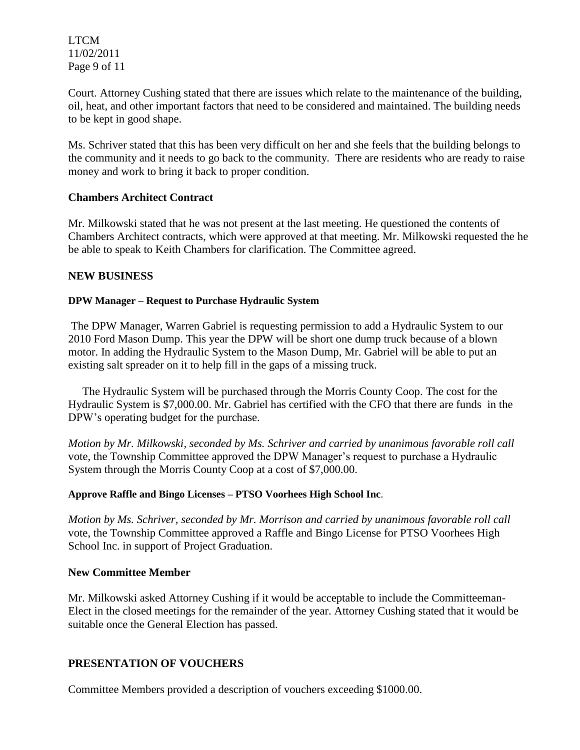Court. Attorney Cushing stated that there are issues which relate to the maintenance of the building, oil, heat, and other important factors that need to be considered and maintained. The building needs to be kept in good shape.

Ms. Schriver stated that this has been very difficult on her and she feels that the building belongs to the community and it needs to go back to the community. There are residents who are ready to raise money and work to bring it back to proper condition.

**Chambers Architect Contract**

Mr. Milkowski stated that he was not present at the last meeting. He questioned the contents of Chambers Architect contracts, which were approved at that meeting. Mr. Milkowski requested the he be able to speak to Keith Chambers for clarification. The Committee agreed.

## NEW BUSINESS

**DPW Manager – Request to Purchase Hydraulic System**

The DPW Manager, Warren Gabriel is requesting permission to add a Hydraulic System to our 2010 Ford Mason Dump. This year the DPW will be short one dump truck because of a blown motor. In adding the Hydraulic System to the Mason Dump, Mr. Gabriel will be able to put an existing salt spreader on it to help fill in the gaps of a missing truck.

The Hydraulic System will be purchased through the Morris County Coop. The cost for the Hydraulic System is $7,000.00. Mr. Gabriel has certified with the CFO that there are funds in the DPW's operating budget for the purchase.

*Motion by Mr. Milkowski, seconded by Ms. Schriver and carried by unanimous favorable roll call* vote, the Township Committee approved the DPW Manager's request to purchase a Hydraulic System through the Morris County Coop at a cost of $7,000.00.

**Approve Raffle and Bingo Licenses – PTSO Voorhees High School Inc**.

*Motion by Ms. Schriver, seconded by Mr. Morrison and carried by unanimous favorable roll call* vote, the Township Committee approved a Raffle and Bingo License for PTSO Voorhees High School Inc. in support of Project Graduation.

**New Committee Member**

Mr. Milkowski asked Attorney Cushing if it would be acceptable to include the Committeeman-Elect in the closed meetings for the remainder of the year. Attorney Cushing stated that it would be suitable once the General Election has passed.

## PRESENTATION OF VOUCHERS

Committee Members provided a description of vouchers exceeding $1000.00.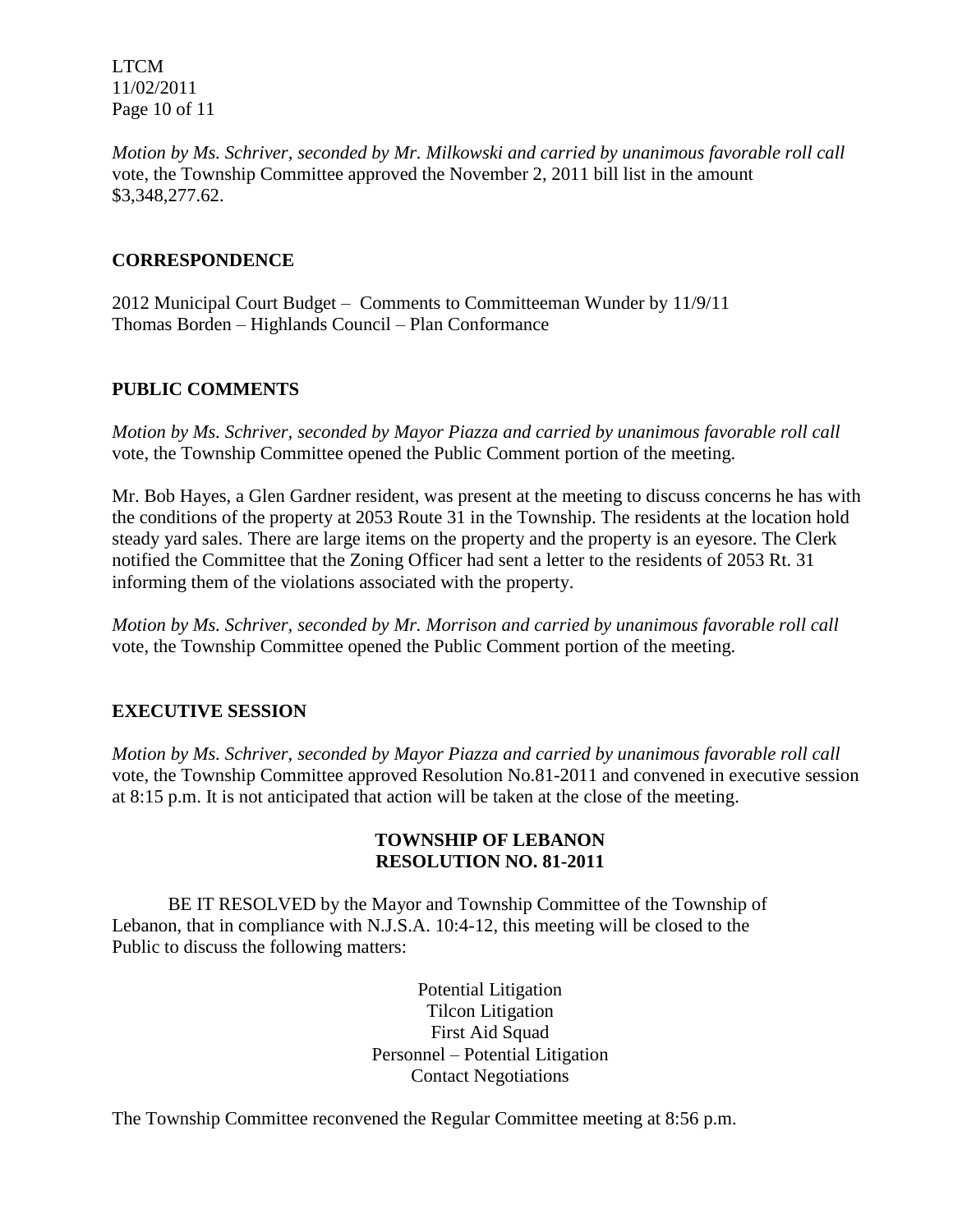*Motion by Ms. Schriver, seconded by Mr. Milkowski and carried by unanimous favorable roll call* vote, the Township Committee approved the November 2, 2011 bill list in the amount $3,348,277.62.

## CORRESPONDENCE

2012 Municipal Court Budget – Comments to Committeeman Wunder by 11/9/11
Thomas Borden – Highlands Council – Plan Conformance

## PUBLIC COMMENTS

*Motion by Ms. Schriver, seconded by Mayor Piazza and carried by unanimous favorable roll call* vote, the Township Committee opened the Public Comment portion of the meeting.

Mr. Bob Hayes, a Glen Gardner resident, was present at the meeting to discuss concerns he has with the conditions of the property at 2053 Route 31 in the Township. The residents at the location hold steady yard sales. There are large items on the property and the property is an eyesore. The Clerk notified the Committee that the Zoning Officer had sent a letter to the residents of 2053 Rt. 31 informing them of the violations associated with the property.

*Motion by Ms. Schriver, seconded by Mr. Morrison and carried by unanimous favorable roll call* vote, the Township Committee opened the Public Comment portion of the meeting.

## EXECUTIVE SESSION

*Motion by Ms. Schriver, seconded by Mayor Piazza and carried by unanimous favorable roll call* vote, the Township Committee approved Resolution No.81-2011 and convened in executive session at 8:15 p.m. It is not anticipated that action will be taken at the close of the meeting.

**TOWNSHIP OF LEBANON**
**RESOLUTION NO. 81-2011**

BE IT RESOLVED by the Mayor and Township Committee of the Township of Lebanon, that in compliance with N.J.S.A. 10:4-12, this meeting will be closed to the Public to discuss the following matters:

Potential Litigation
Tilcon Litigation
First Aid Squad
Personnel – Potential Litigation
Contact Negotiations

The Township Committee reconvened the Regular Committee meeting at 8:56 p.m.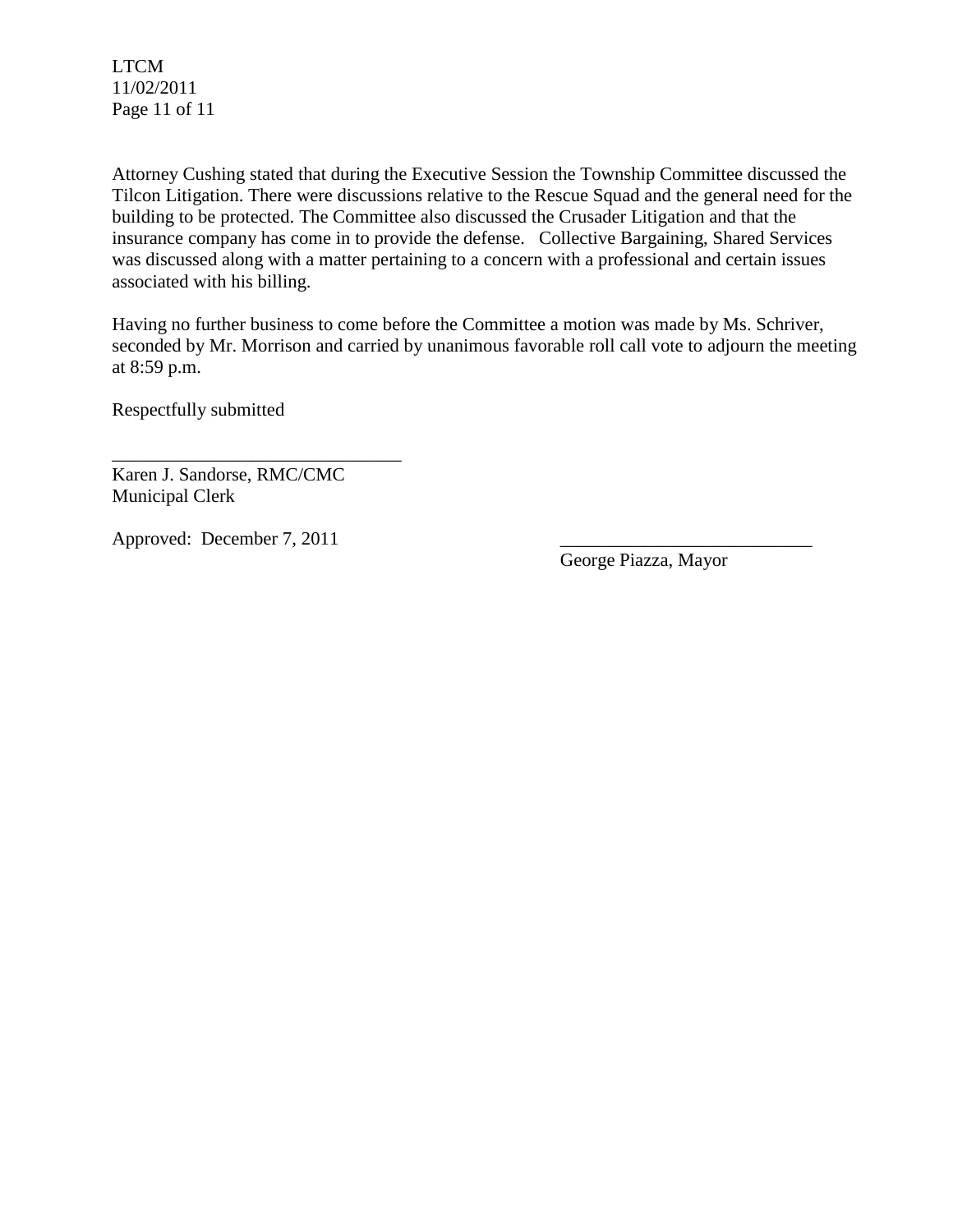Attorney Cushing stated that during the Executive Session the Township Committee discussed the Tilcon Litigation. There were discussions relative to the Rescue Squad and the general need for the building to be protected. The Committee also discussed the Crusader Litigation and that the insurance company has come in to provide the defense. Collective Bargaining, Shared Services was discussed along with a matter pertaining to a concern with a professional and certain issues associated with his billing.

Having no further business to come before the Committee a motion was made by Ms. Schriver, seconded by Mr. Morrison and carried by unanimous favorable roll call vote to adjourn the meeting at 8:59 p.m.

Respectfully submitted

_______________________________

Karen J. Sandorse, RMC/CMC
Municipal Clerk

Approved: December 7, 2011

___________________________

George Piazza, Mayor